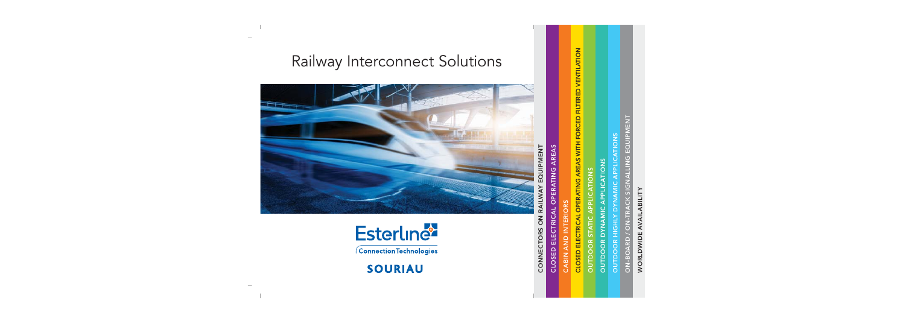# Railway Interconnect Solutions

Esterline Connection Technologies

SOURIAU

CONNECTORS ON RAILWAY EQUIPMENT

CLOSED ELECTRICAL OPERATING AREAS

CABIN AND INTERIORS

CLOSED ELECTRICAL OPERATING AREAS WITH FORCED FILTERED VENTILATION

OUTDOOR STATIC APPLICATIONS

OUTDOOR DYNAMIC APPLICATIONS

OUTDOOR HIGHLY DYNAMIC APPLICATIONS

ON-BOARD / ON-TRACK SIGNALLING EQUIPMENT

WORLDWIDE AVAILABILITY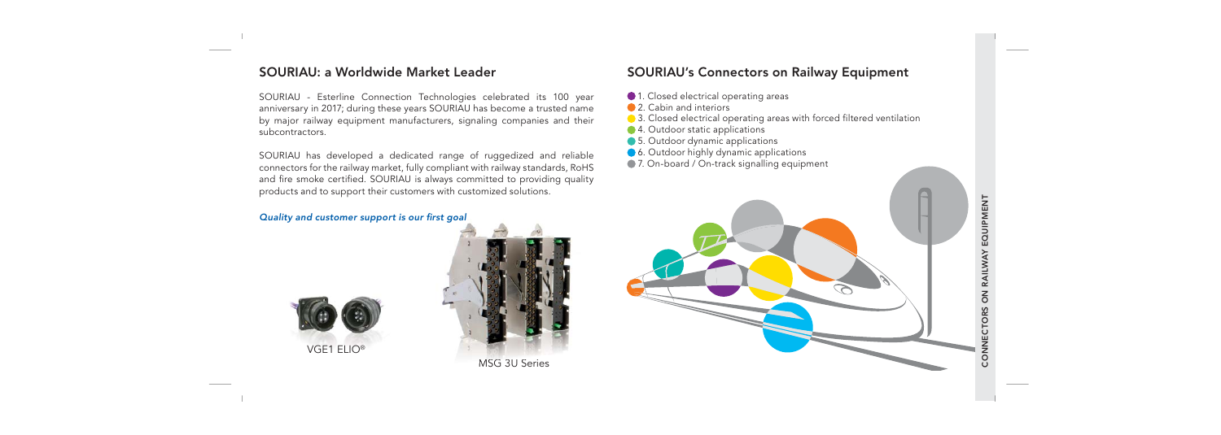## SOURIAU: a Worldwide Market Leader

SOURIAU - Esterline Connection Technologies celebrated its 100 year anniversary in 2017; during these years SOURIAU has become a trusted name by major railway equipment manufacturers, signaling companies and their subcontractors.

SOURIAU has developed a dedicated range of ruggedized and reliable connectors for the railway market, fully compliant with railway standards, RoHS and fire smoke certified. SOURIAU is always committed to providing quality products and to support their customers with customized solutions.

***Quality and customer support is our first goal***

VGE1 ELIO®

MSG 3U Series

## SOURIAU's Connectors on Railway Equipment

- 1. Closed electrical operating areas
- 2. Cabin and interiors
- 3. Closed electrical operating areas with forced filtered ventilation
- 4. Outdoor static applications
- 5. Outdoor dynamic applications
- 6. Outdoor highly dynamic applications
- 7. On-board / On-track signalling equipment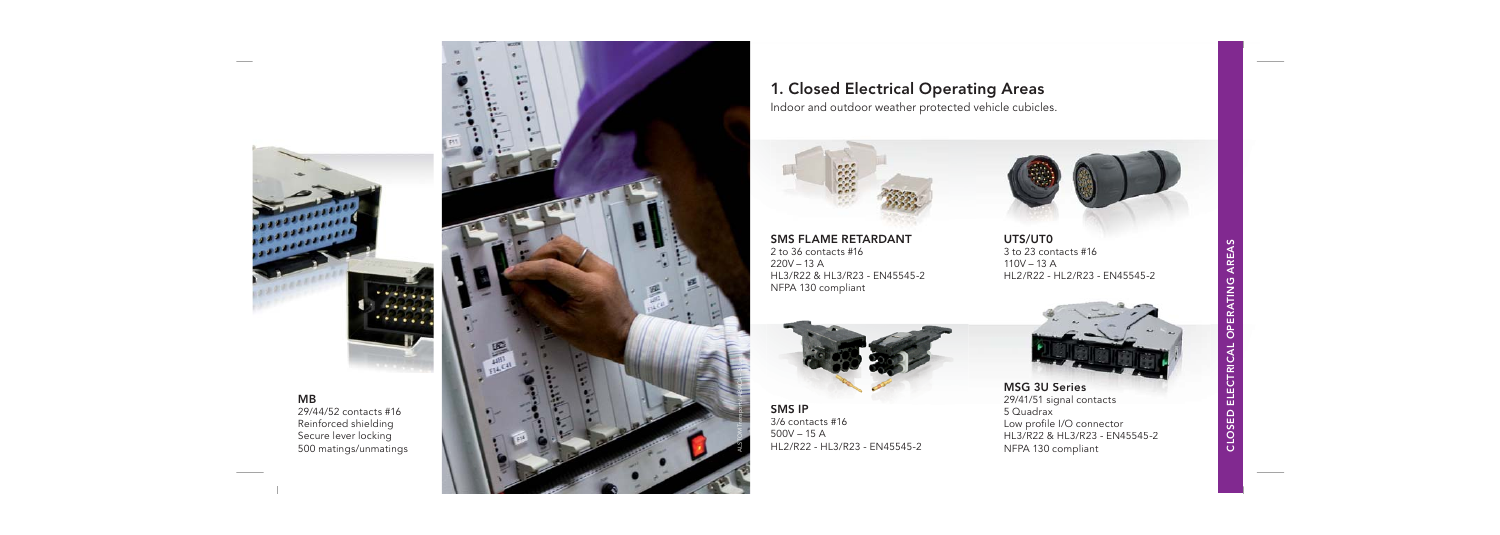# 1. Closed Electrical Operating Areas

Indoor and outdoor weather protected vehicle cubicles.

**MB**
29/44/52 contacts #16
Reinforced shielding
Secure lever locking
500 matings/unmatings

**SMS FLAME RETARDANT**
2 to 36 contacts #16
220V – 13 A
HL3/R22 & HL3/R23 - EN45545-2
NFPA 130 compliant

**UTS/UT0**
3 to 23 contacts #16
110V – 13 A
HL2/R22 - HL2/R23 - EN45545-2

**SMS IP**
3/6 contacts #16
500V – 15 A
HL2/R22 - HL3/R23 - EN45545-2

**MSG 3U Series**
29/41/51 signal contacts
5 Quadrax
Low profile I/O connector
HL3/R22 & HL3/R23 - EN45545-2
NFPA 130 compliant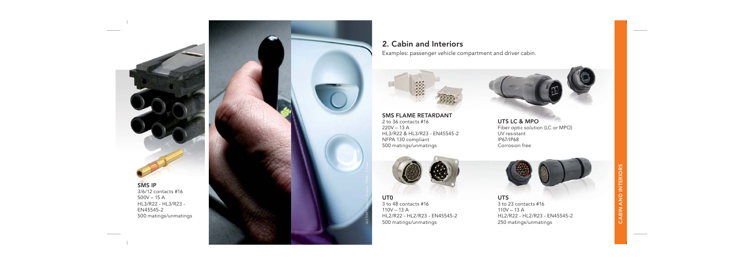## 2. Cabin and Interiors

Examples: passenger vehicle compartment and driver cabin.

**SMS IP**
3/6/12 contacts #16
500V – 15 A
HL3/R22 - HL3/R23 - EN45545-2
500 matings/unmatings

**SMS FLAME RETARDANT**
2 to 36 contacts #16
220V – 13 A
HL3/R22 & HL3/R23 - EN45545-2
NFPA 130 compliant
500 matings/unmatings

**UTS LC & MPO**
Fiber optic solution (LC or MPO)
UV resistant
IP67/IP68
Corrosion free

**UT0**
3 to 48 contacts #16
110V – 13 A
HL2/R22 - HL2/R23 - EN45545-2
500 matings/unmatings

**UTS**
3 to 23 contacts #16
110V – 13 A
HL2/R22 - HL2/R23 - EN45545-2
250 matings/unmatings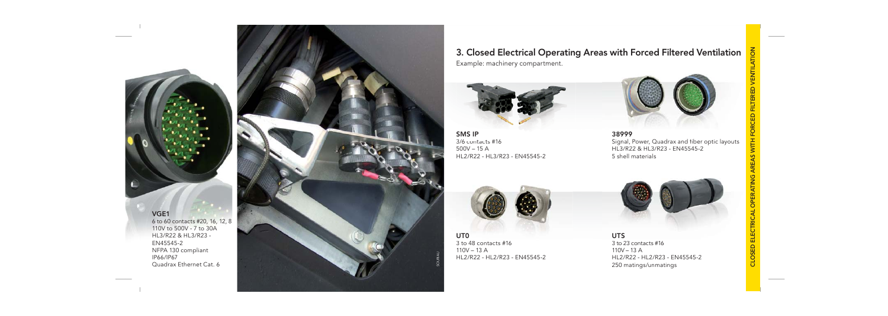## 3. Closed Electrical Operating Areas with Forced Filtered Ventilation

Example: machinery compartment.

**VGE1**
6 to 60 contacts #20, 16, 12, 8
110V to 500V - 7 to 30A
HL3/R22 & HL3/R23 - EN45545-2
NFPA 130 compliant
IP66/IP67
Quadrax Ethernet Cat. 6

**SMS IP**
3/6 contacts #16
500V – 15 A
HL2/R22 - HL3/R23 - EN45545-2

**38999**
Signal, Power, Quadrax and fiber optic layouts
HL3/R22 & HL3/R23 - EN45545-2
5 shell materials

**UT0**
3 to 48 contacts #16
110V – 13 A
HL2/R22 - HL2/R23 - EN45545-2

**UTS**
3 to 23 contacts #16
110V – 13 A
HL2/R22 - HL2/R23 - EN45545-2
250 matings/unmatings

CLOSED ELECTRICAL OPERATING AREAS WITH FORCED FILTERED VENTILATION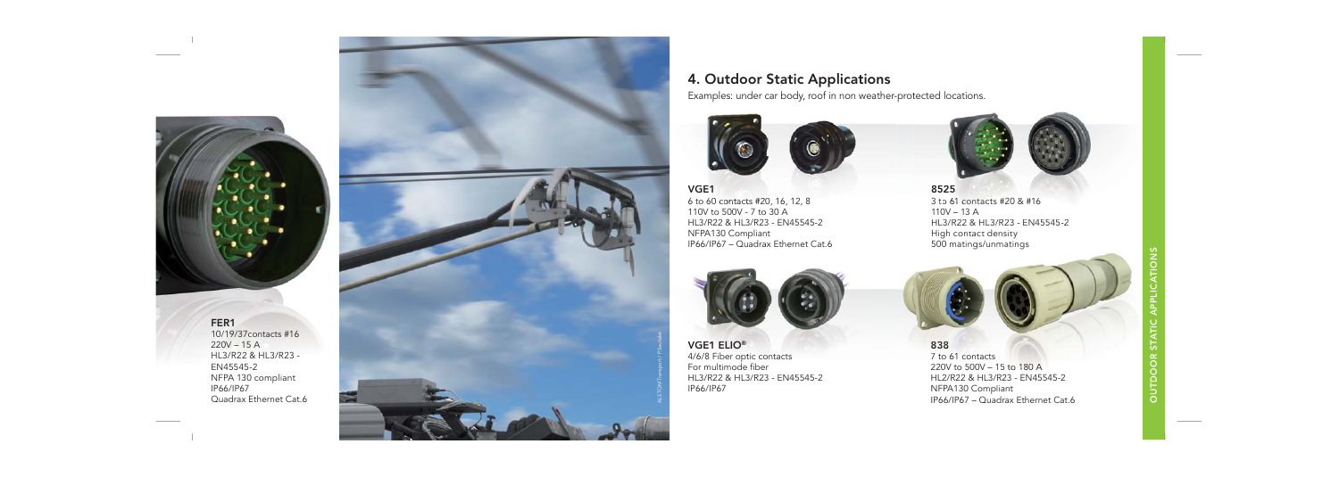## FER1

10/19/37contacts #16
220V – 15 A
HL3/R22 & HL3/R23 - EN45545-2
NFPA 130 compliant
IP66/IP67
Quadrax Ethernet Cat.6

ALSTOM Transport / P.Sautelet

# 4. Outdoor Static Applications

Examples: under car body, roof in non weather-protected locations.

### VGE1

6 to 60 contacts #20, 16, 12, 8
110V to 500V - 7 to 30 A
HL3/R22 & HL3/R23 - EN45545-2
NFPA130 Compliant
IP66/IP67 – Quadrax Ethernet Cat.6

### 8525

3 to 61 contacts #20 & #16
110V – 13 A
HL3/R22 & HL3/R23 - EN45545-2
High contact density
500 matings/unmatings

### VGE1 ELIO®

4/6/8 Fiber optic contacts
For multimode fiber
HL3/R22 & HL3/R23 - EN45545-2
IP66/IP67

### 838

7 to 61 contacts
220V to 500V – 15 to 180 A
HL2/R22 & HL3/R23 - EN45545-2
NFPA130 Compliant
IP66/IP67 – Quadrax Ethernet Cat.6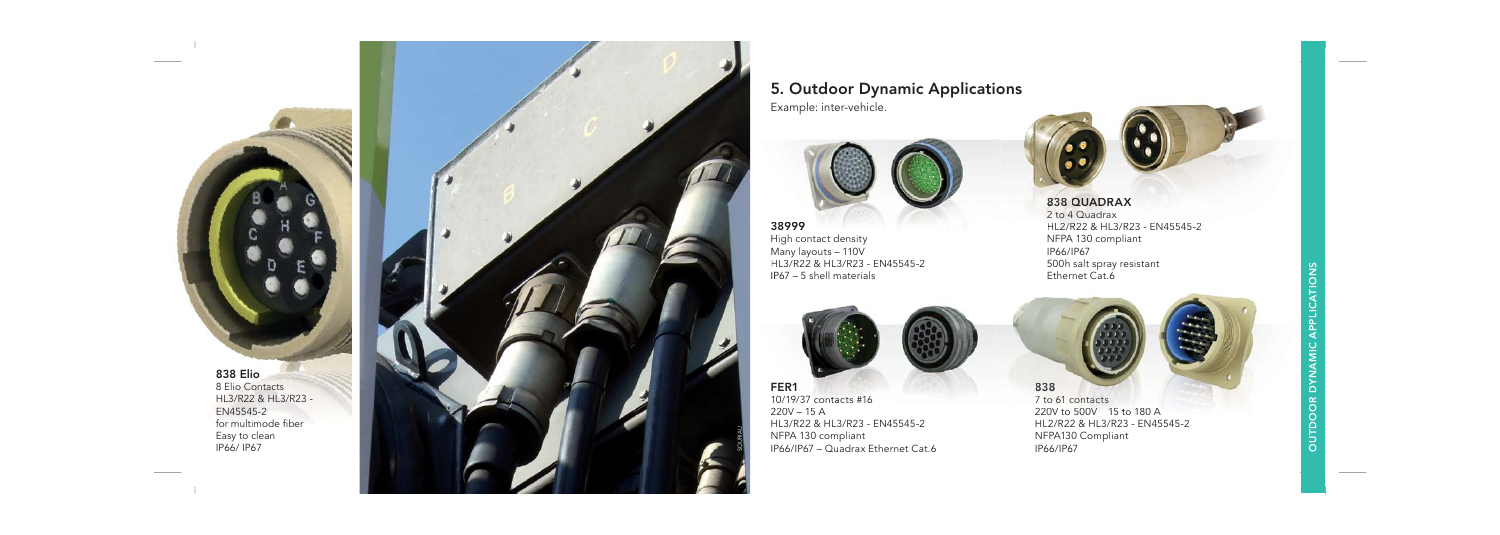## 5. Outdoor Dynamic Applications

Example: inter-vehicle.

**838 Elio**
8 Elio Contacts
HL3/R22 & HL3/R23 - EN45545-2
for multimode fiber
Easy to clean
IP66/ IP67

**38999**
High contact density
Many layouts – 110V
HL3/R22 & HL3/R23 - EN45545-2
IP67 – 5 shell materials

**838 QUADRAX**
2 to 4 Quadrax
HL2/R22 & HL3/R23 - EN45545-2
NFPA 130 compliant
IP66/IP67
500h salt spray resistant
Ethernet Cat.6

**FER1**
10/19/37 contacts #16
220V – 15 A
HL3/R22 & HL3/R23 - EN45545-2
NFPA 130 compliant
IP66/IP67 – Quadrax Ethernet Cat.6

**838**
7 to 61 contacts
220V to 500V 15 to 180 A
HL2/R22 & HL3/R23 - EN45545-2
NFPA130 Compliant
IP66/IP67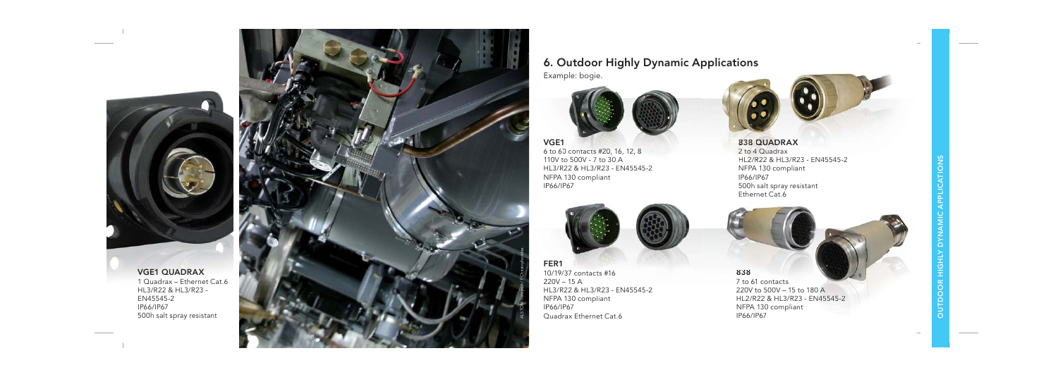## 6. Outdoor Highly Dynamic Applications

Example: bogie.

**VGE1 QUADRAX**
1 Quadrax – Ethernet Cat.6
HL3/R22 & HL3/R23 - EN45545-2
IP66/IP67
500h salt spray resistant

**VGE1**
6 to 63 contacts #20, 16, 12, 8
110V to 500V - 7 to 30 A
HL3/R22 & HL3/R23 - EN45545-2
NFPA 130 compliant
IP66/IP67

**FER1**
10/19/37 contacts #16
220V – 15 A
HL3/R22 & HL3/R23 - EN45545-2
NFPA 130 compliant
IP66/IP67
Quadrax Ethernet Cat.6

**838 QUADRAX**
2 to 4 Quadrax
HL2/R22 & HL3/R23 - EN45545-2
NFPA 130 compliant
IP66/IP67
500h salt spray resistant
Ethernet Cat.6

**838**
7 to 61 contacts
220V to 500V – 15 to 180 A
HL2/R22 & HL3/R23 - EN45545-2
NFPA 130 compliant
IP66/IP67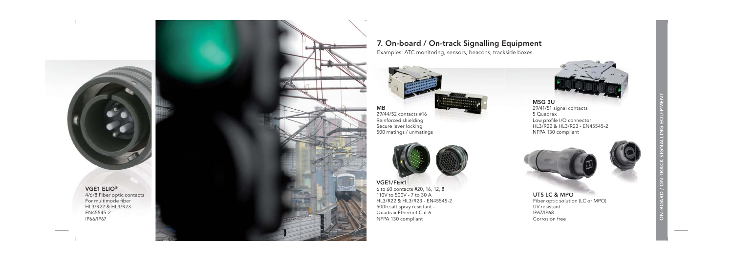VGE1 ELIO®

4/6/8 Fiber optic contacts
For multimode fiber
HL3/R22 & HL3/R23
EN45545-2
IP66/IP67

## 7. On-board / On-track Signalling Equipment

Examples: ATC monitoring, sensors, beacons, trackside boxes.

**MB**

29/44/52 contacts #16
Reinforced shielding
Secure lever locking
500 matings / unmatings

**VGE1/FER1**

6 to 60 contacts #20, 16, 12, 8
110V to 500V - 7 to 30 A
HL3/R22 & HL3/R23 - EN45545-2
500h salt spray resistant –
Quadrax Ethernet Cat.6
NFPA 130 compliant

**MSG 3U**

29/41/51 signal contacts
5 Quadrax
Low profile I/O connector
HL3/R22 & HL3/R23 - EN45545-2
NFPA 130 compliant

**UTS LC & MPO**

Fiber optic solution (LC or MPO)
UV resistant
IP67/IP68
Corrosion free

ON-BOARD / ON-TRACK SIGNALLING EQUIPMENT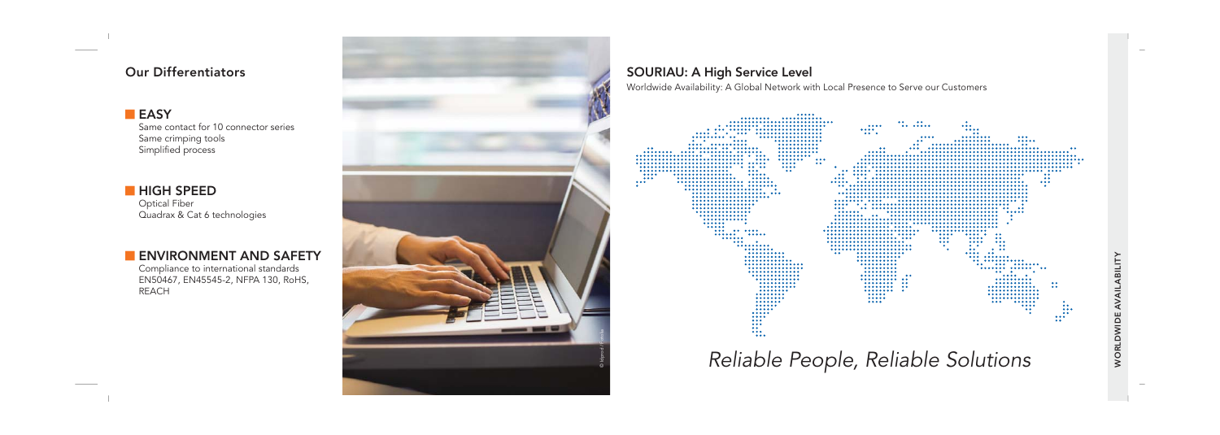## Our Differentiators

### EASY

Same contact for 10 connector series
Same crimping tools
Simplified process

### HIGH SPEED

Optical Fiber
Quadrax & Cat 6 technologies

### ENVIRONMENT AND SAFETY

Compliance to international standards EN50467, EN45545-2, NFPA 130, RoHS, REACH

## SOURIAU: A High Service Level

Worldwide Availability: A Global Network with Local Presence to Serve our Customers

*Reliable People, Reliable Solutions*

WORLDWIDE AVAILABILITY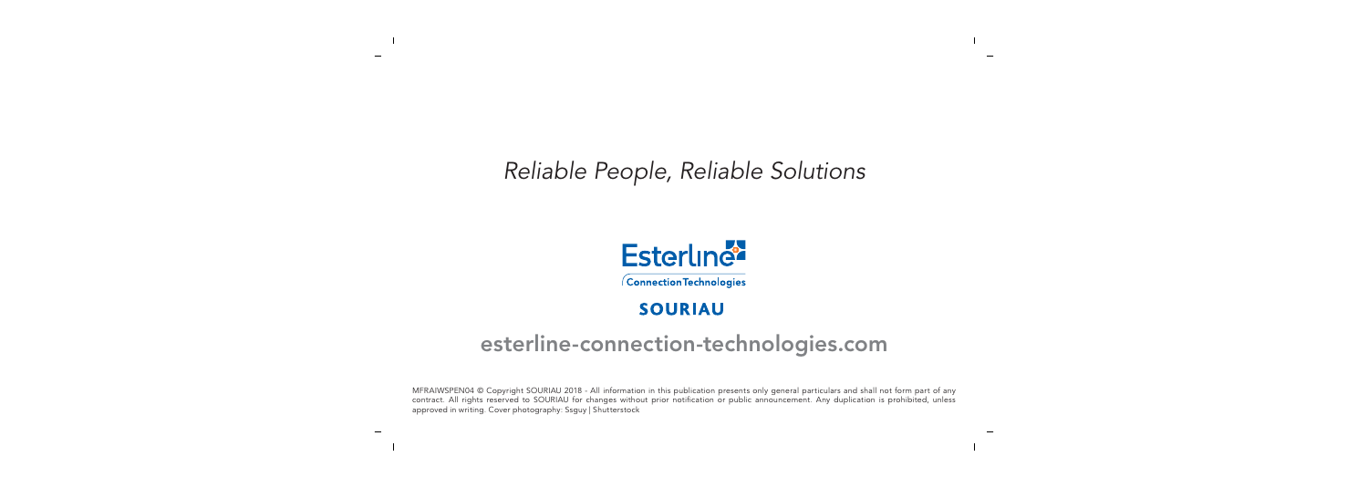*Reliable People, Reliable Solutions*

Esterline

Connection Technologies

**SOURIAU**

esterline-connection-technologies.com

MFRAIWSPEN04 © Copyright SOURIAU 2018 - All information in this publication presents only general particulars and shall not form part of any contract. All rights reserved to SOURIAU for changes without prior notification or public announcement. Any duplication is prohibited, unless approved in writing. Cover photography: Ssguy | Shutterstock